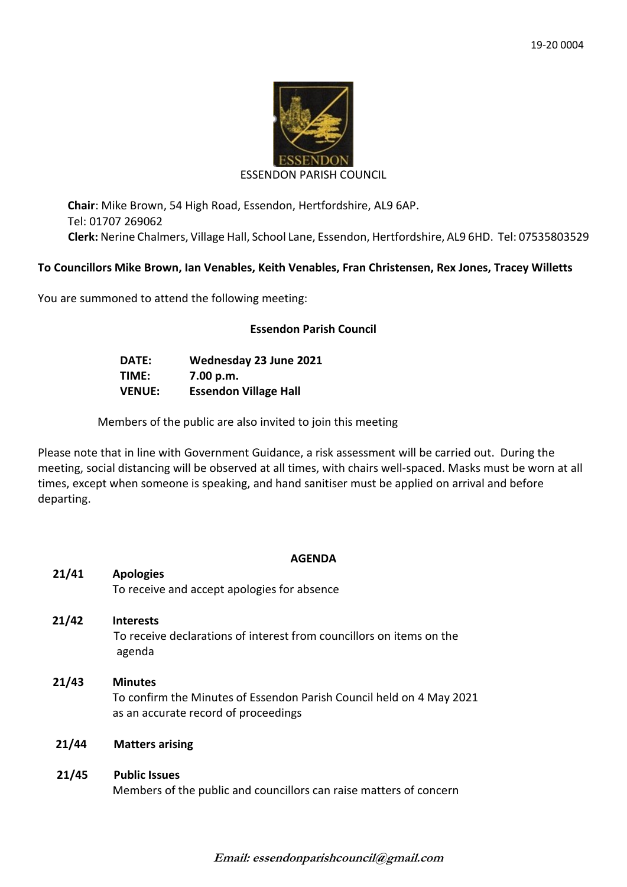19-20 0004

ESSENDON

ESSENDON PARISH COUNCIL

**Chair**: Mike Brown, 54 High Road, Essendon, Hertfordshire, AL9 6AP.
Tel: 01707 269062
**Clerk:** Nerine Chalmers, Village Hall, School Lane, Essendon, Hertfordshire, AL9 6HD. Tel: 07535803529

**To Councillors Mike Brown, Ian Venables, Keith Venables, Fran Christensen, Rex Jones, Tracey Willetts**

You are summoned to attend the following meeting:

**Essendon Parish Council**

| | |
|---|---|
| **DATE:** | **Wednesday 23 June 2021** |
| **TIME:** | **7.00 p.m.** |
| **VENUE:** | **Essendon Village Hall** |

Members of the public are also invited to join this meeting

Please note that in line with Government Guidance, a risk assessment will be carried out. During the meeting, social distancing will be observed at all times, with chairs well-spaced. Masks must be worn at all times, except when someone is speaking, and hand sanitiser must be applied on arrival and before departing.

## AGENDA

**21/41 Apologies**
To receive and accept apologies for absence

**21/42 Interests**
To receive declarations of interest from councillors on items on the agenda

**21/43 Minutes**
To confirm the Minutes of Essendon Parish Council held on 4 May 2021 as an accurate record of proceedings

**21/44 Matters arising**

**21/45 Public Issues**
Members of the public and councillors can raise matters of concern

***Email: essendonparishcouncil@gmail.com***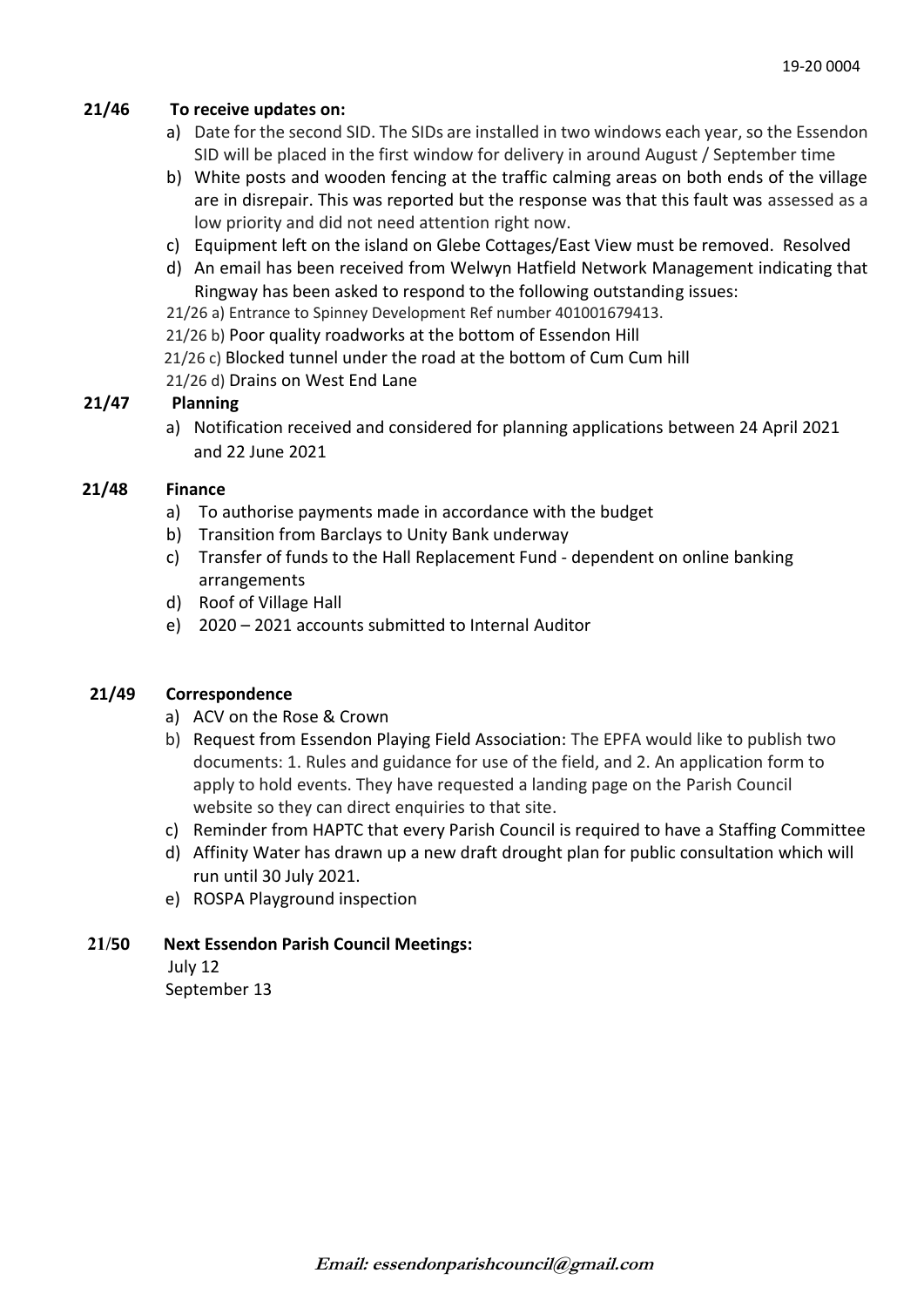**21/46 To receive updates on:**

a) Date for the second SID. The SIDs are installed in two windows each year, so the Essendon SID will be placed in the first window for delivery in around August / September time

b) White posts and wooden fencing at the traffic calming areas on both ends of the village are in disrepair. This was reported but the response was that this fault was assessed as a low priority and did not need attention right now.

c) Equipment left on the island on Glebe Cottages/East View must be removed. Resolved

d) An email has been received from Welwyn Hatfield Network Management indicating that Ringway has been asked to respond to the following outstanding issues:

21/26 a) Entrance to Spinney Development Ref number 401001679413.

21/26 b) Poor quality roadworks at the bottom of Essendon Hill

21/26 c) Blocked tunnel under the road at the bottom of Cum Cum hill

21/26 d) Drains on West End Lane

**21/47 Planning**

a) Notification received and considered for planning applications between 24 April 2021 and 22 June 2021

**21/48 Finance**

a) To authorise payments made in accordance with the budget

b) Transition from Barclays to Unity Bank underway

c) Transfer of funds to the Hall Replacement Fund - dependent on online banking arrangements

d) Roof of Village Hall

e) 2020 – 2021 accounts submitted to Internal Auditor

**21/49 Correspondence**

a) ACV on the Rose & Crown

b) Request from Essendon Playing Field Association: The EPFA would like to publish two documents: 1. Rules and guidance for use of the field, and 2. An application form to apply to hold events. They have requested a landing page on the Parish Council website so they can direct enquiries to that site.

c) Reminder from HAPTC that every Parish Council is required to have a Staffing Committee

d) Affinity Water has drawn up a new draft drought plan for public consultation which will run until 30 July 2021.

e) ROSPA Playground inspection

**21/50 Next Essendon Parish Council Meetings:**

July 12

September 13